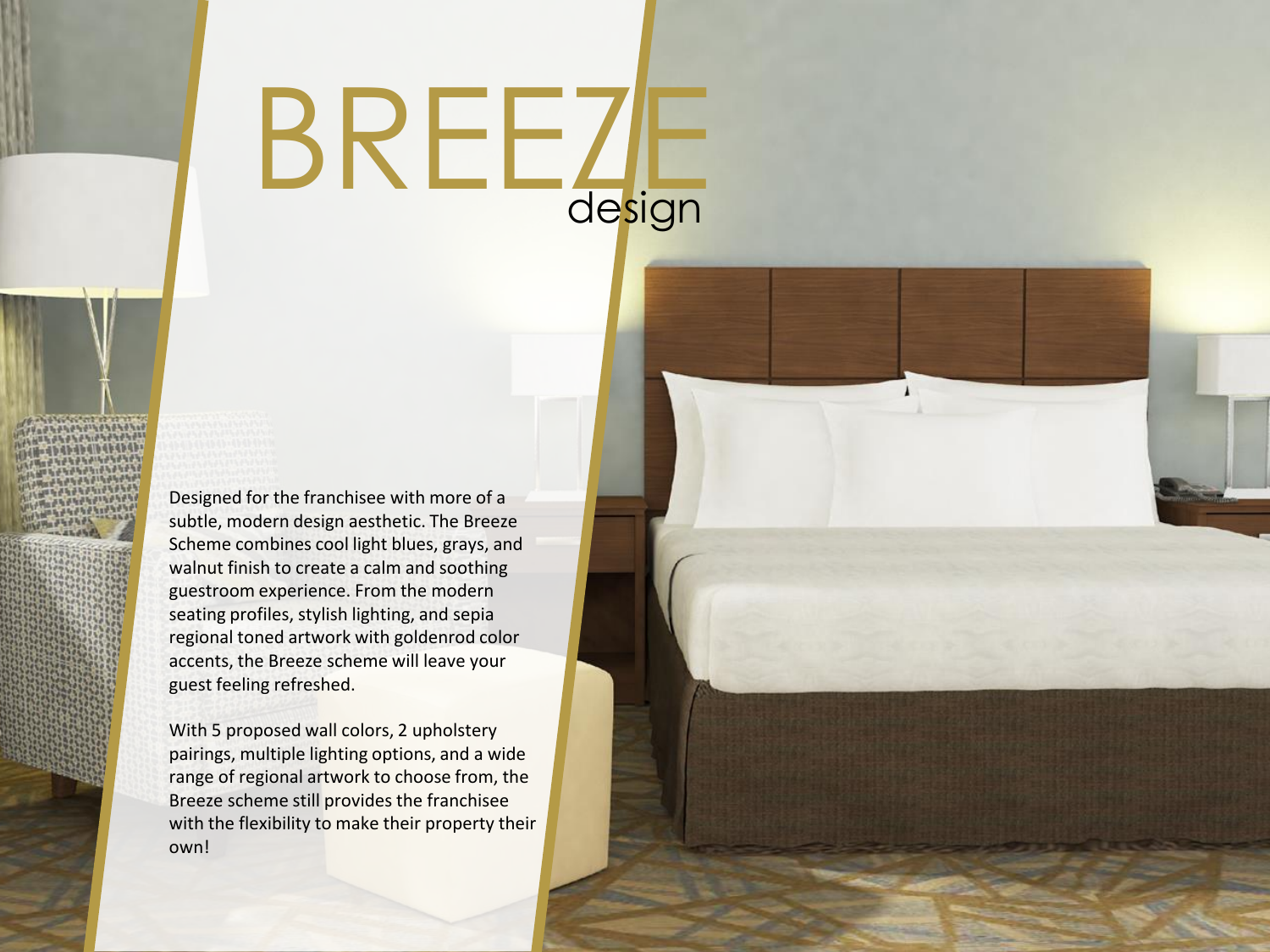# BREEZE design

Designed for the franchisee with more of a subtle, modern design aesthetic. The Breeze Scheme combines cool light blues, grays, and walnut finish to create a calm and soothing guestroom experience. From the modern seating profiles, stylish lighting, and sepia regional toned artwork with goldenrod color accents, the Breeze scheme will leave your guest feeling refreshed.

With 5 proposed wall colors, 2 upholstery pairings, multiple lighting options, and a wide range of regional artwork to choose from, the Breeze scheme still provides the franchisee with the flexibility to make their property their own!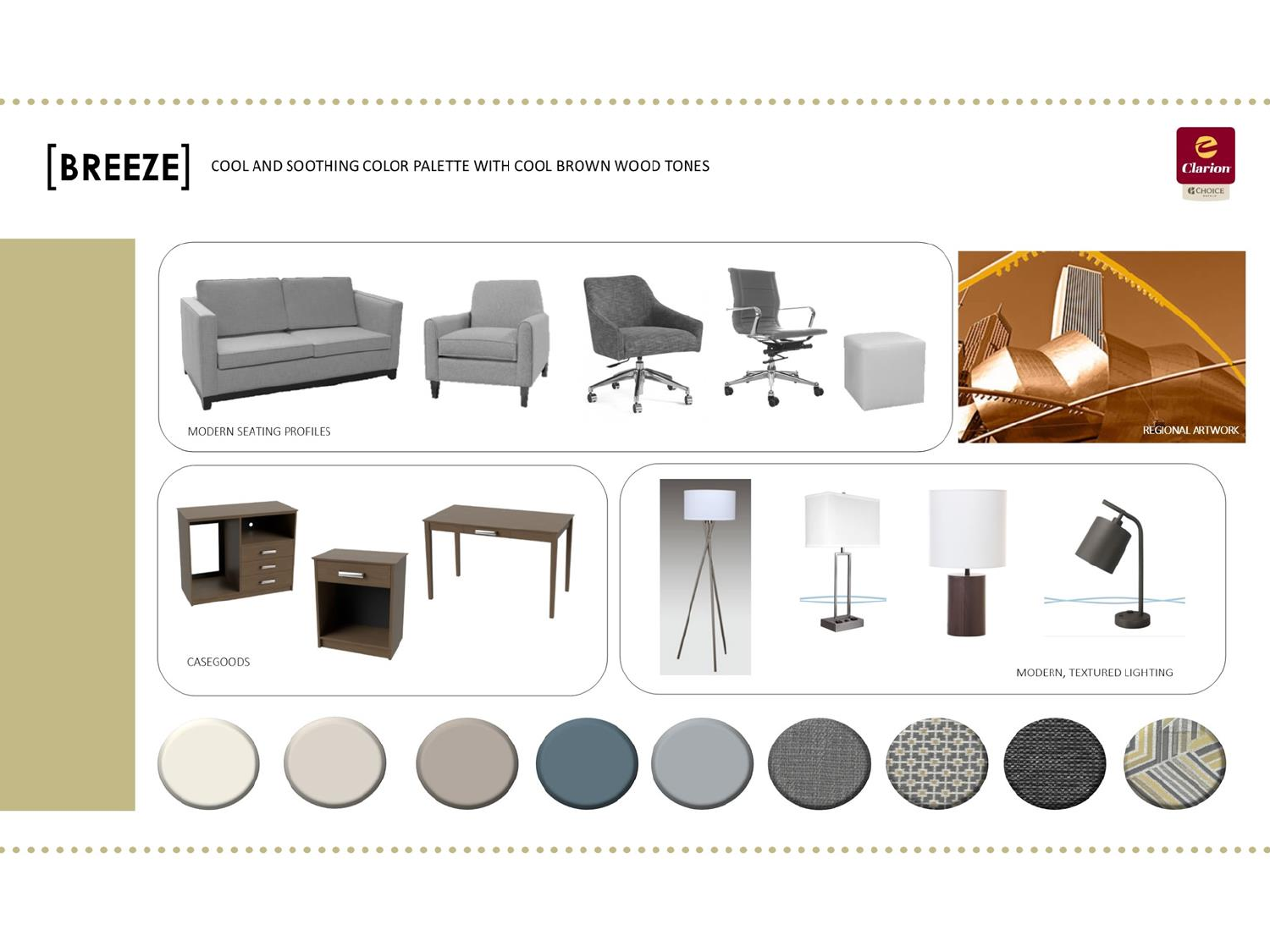# [BREEZE]

COOL AND SOOTHING COLOR PALETTE WITH COOL BROWN WOOD TONES

MODERN SEATING PROFILES

REGIONAL ARTWORK

CASEGOODS

MODERN, TEXTURED LIGHTING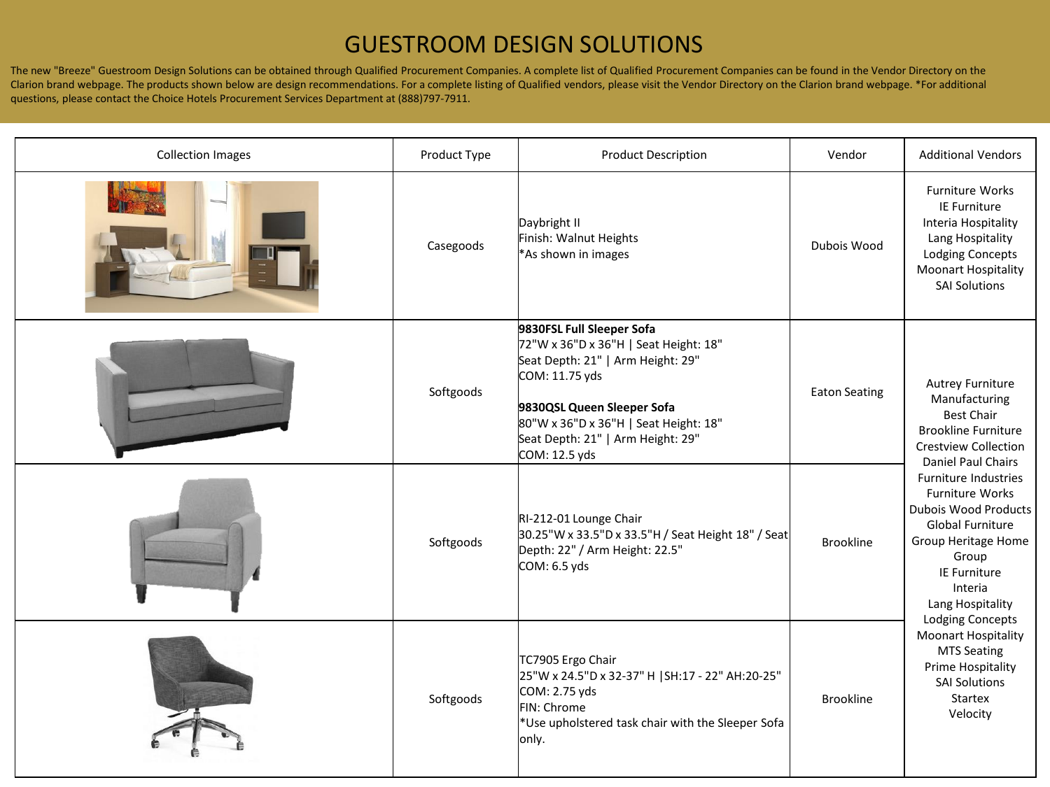# GUESTROOM DESIGN SOLUTIONS

The new "Breeze" Guestroom Design Solutions can be obtained through Qualified Procurement Companies. A complete list of Qualified Procurement Companies can be found in the Vendor Directory on the Clarion brand webpage. The products shown below are design recommendations. For a complete listing of Qualified vendors, please visit the Vendor Directory on the Clarion brand webpage. *For additional questions, please contact the Choice Hotels Procurement Services Department at (888)797-7911.

| Collection Images | Product Type | Product Description | Vendor | Additional Vendors |
|---|---|---|---|---|
| | Casegoods | Daybright II<br>Finish: Walnut Heights<br>*As shown in images | Dubois Wood | Furniture Works<br>IE Furniture<br>Interia Hospitality<br>Lang Hospitality<br>Lodging Concepts<br>Moonart Hospitality<br>SAI Solutions |
| | Softgoods | **9830FSL Full Sleeper Sofa**<br>72"W x 36"D x 36"H \| Seat Height: 18"<br>Seat Depth: 21" \| Arm Height: 29"<br>COM: 11.75 yds<br><br>**9830QSL Queen Sleeper Sofa**<br>80"W x 36"D x 36"H \| Seat Height: 18"<br>Seat Depth: 21" \| Arm Height: 29"<br>COM: 12.5 yds | Eaton Seating | Autrey Furniture Manufacturing<br>Best Chair<br>Brookline Furniture<br>Crestview Collection<br>Daniel Paul Chairs<br>Furniture Industries<br>Furniture Works<br>Dubois Wood Products<br>Global Furniture<br>Group Heritage Home Group<br>IE Furniture<br>Interia<br>Lang Hospitality<br>Lodging Concepts<br>Moonart Hospitality<br>MTS Seating<br>Prime Hospitality<br>SAI Solutions<br>Startex<br>Velocity |
| | Softgoods | RI-212-01 Lounge Chair<br>30.25"W x 33.5"D x 33.5"H / Seat Height 18" / Seat Depth: 22" / Arm Height: 22.5"<br>COM: 6.5 yds | Brookline | |
| | Softgoods | TC7905 Ergo Chair<br>25"W x 24.5"D x 32-37" H \|SH:17 - 22" AH:20-25"<br>COM: 2.75 yds<br>FIN: Chrome<br>*Use upholstered task chair with the Sleeper Sofa only. | Brookline | |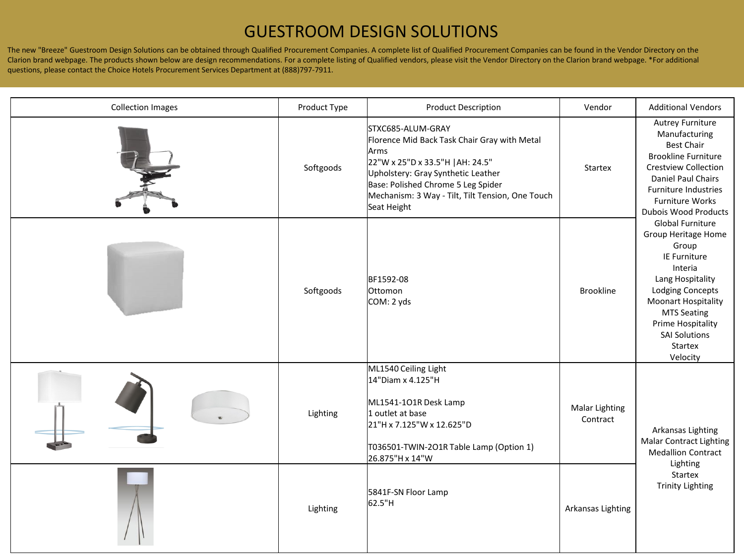# GUESTROOM DESIGN SOLUTIONS

The new "Breeze" Guestroom Design Solutions can be obtained through Qualified Procurement Companies. A complete list of Qualified Procurement Companies can be found in the Vendor Directory on the Clarion brand webpage. The products shown below are design recommendations. For a complete listing of Qualified vendors, please visit the Vendor Directory on the Clarion brand webpage. *For additional questions, please contact the Choice Hotels Procurement Services Department at (888)797-7911.

| Collection Images | Product Type | Product Description | Vendor | Additional Vendors |
|---|---|---|---|---|
| | Softgoods | STXC685-ALUM-GRAY<br>Florence Mid Back Task Chair Gray with Metal Arms<br>22"W x 25"D x 33.5"H \|AH: 24.5"<br>Upholstery: Gray Synthetic Leather<br>Base: Polished Chrome 5 Leg Spider<br>Mechanism: 3 Way - Tilt, Tilt Tension, One Touch Seat Height | Startex | Autrey Furniture Manufacturing<br>Best Chair<br>Brookline Furniture<br>Crestview Collection<br>Daniel Paul Chairs<br>Furniture Industries<br>Furniture Works<br>Dubois Wood Products<br>Global Furniture Group Heritage Home Group<br>IE Furniture<br>Interia<br>Lang Hospitality<br>Lodging Concepts<br>Moonart Hospitality<br>MTS Seating<br>Prime Hospitality<br>SAI Solutions<br>Startex<br>Velocity |
| | Softgoods | BF1592-08<br>Ottomon<br>COM: 2 yds | Brookline | |
| | Lighting | ML1540 Ceiling Light<br>14"Diam x 4.125"H<br><br>ML1541-1O1R Desk Lamp<br>1 outlet at base<br>21"H x 7.125"W x 12.625"D<br><br>T036501-TWIN-2O1R Table Lamp (Option 1)<br>26.875"H x 14"W | Malar Lighting Contract | Arkansas Lighting<br>Malar Contract Lighting<br>Medallion Contract Lighting<br>Startex<br>Trinity Lighting |
| | Lighting | 5841F-SN Floor Lamp<br>62.5"H | Arkansas Lighting | |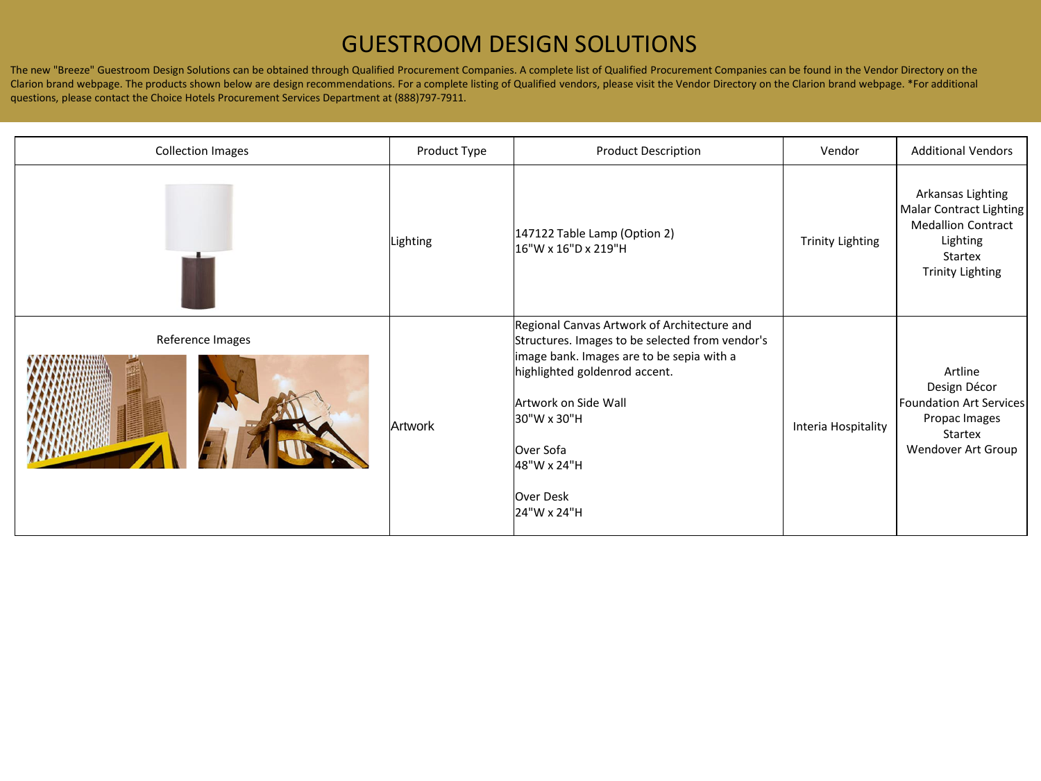# GUESTROOM DESIGN SOLUTIONS

The new "Breeze" Guestroom Design Solutions can be obtained through Qualified Procurement Companies. A complete list of Qualified Procurement Companies can be found in the Vendor Directory on the Clarion brand webpage. The products shown below are design recommendations. For a complete listing of Qualified vendors, please visit the Vendor Directory on the Clarion brand webpage. *For additional questions, please contact the Choice Hotels Procurement Services Department at (888)797-7911.

| Collection Images | Product Type | Product Description | Vendor | Additional Vendors |
|---|---|---|---|---|
| | Lighting | 147122 Table Lamp (Option 2)<br>16"W x 16"D x 219"H | Trinity Lighting | Arkansas Lighting<br>Malar Contract Lighting<br>Medallion Contract Lighting<br>Startex<br>Trinity Lighting |
| Reference Images | Artwork | Regional Canvas Artwork of Architecture and Structures. Images to be selected from vendor's image bank. Images are to be sepia with a highlighted goldenrod accent.<br><br>Artwork on Side Wall<br>30"W x 30"H<br><br>Over Sofa<br>48"W x 24"H<br><br>Over Desk<br>24"W x 24"H | Interia Hospitality | Artline<br>Design Décor<br>Foundation Art Services<br>Propac Images<br>Startex<br>Wendover Art Group |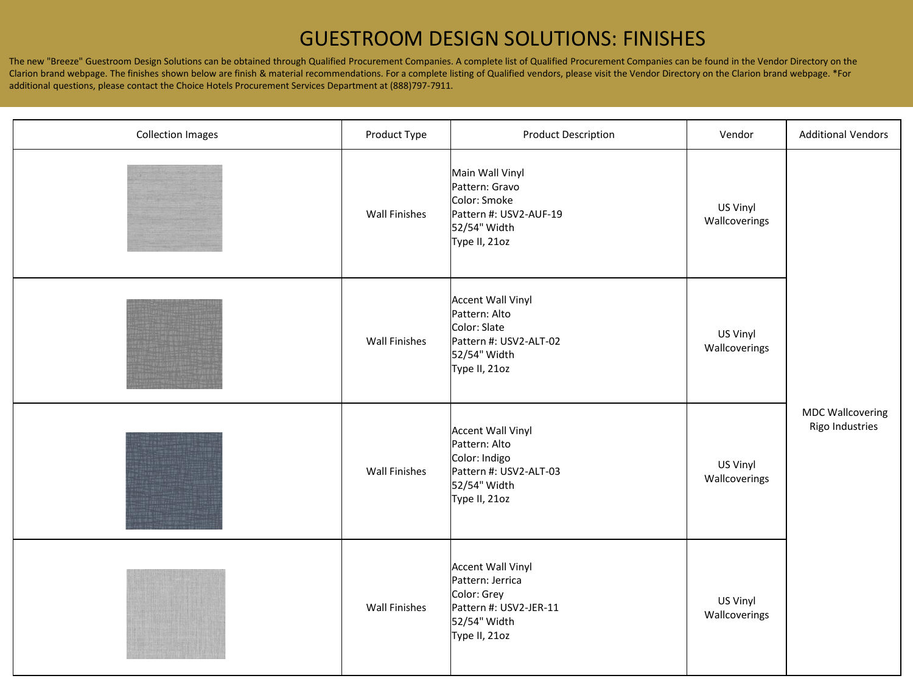# GUESTROOM DESIGN SOLUTIONS: FINISHES

The new "Breeze" Guestroom Design Solutions can be obtained through Qualified Procurement Companies. A complete list of Qualified Procurement Companies can be found in the Vendor Directory on the Clarion brand webpage. The finishes shown below are finish & material recommendations. For a complete listing of Qualified vendors, please visit the Vendor Directory on the Clarion brand webpage. *For additional questions, please contact the Choice Hotels Procurement Services Department at (888)797-7911.

| Collection Images | Product Type | Product Description | Vendor | Additional Vendors |
| --- | --- | --- | --- | --- |
| | Wall Finishes | Main Wall Vinyl<br>Pattern: Gravo<br>Color: Smoke<br>Pattern #: USV2-AUF-19<br>52/54" Width<br>Type II, 21oz | US Vinyl Wallcoverings | MDC Wallcovering<br>Rigo Industries |
| | Wall Finishes | Accent Wall Vinyl<br>Pattern: Alto<br>Color: Slate<br>Pattern #: USV2-ALT-02<br>52/54" Width<br>Type II, 21oz | US Vinyl Wallcoverings | |
| | Wall Finishes | Accent Wall Vinyl<br>Pattern: Alto<br>Color: Indigo<br>Pattern #: USV2-ALT-03<br>52/54" Width<br>Type II, 21oz | US Vinyl Wallcoverings | |
| | Wall Finishes | Accent Wall Vinyl<br>Pattern: Jerrica<br>Color: Grey<br>Pattern #: USV2-JER-11<br>52/54" Width<br>Type II, 21oz | US Vinyl Wallcoverings | |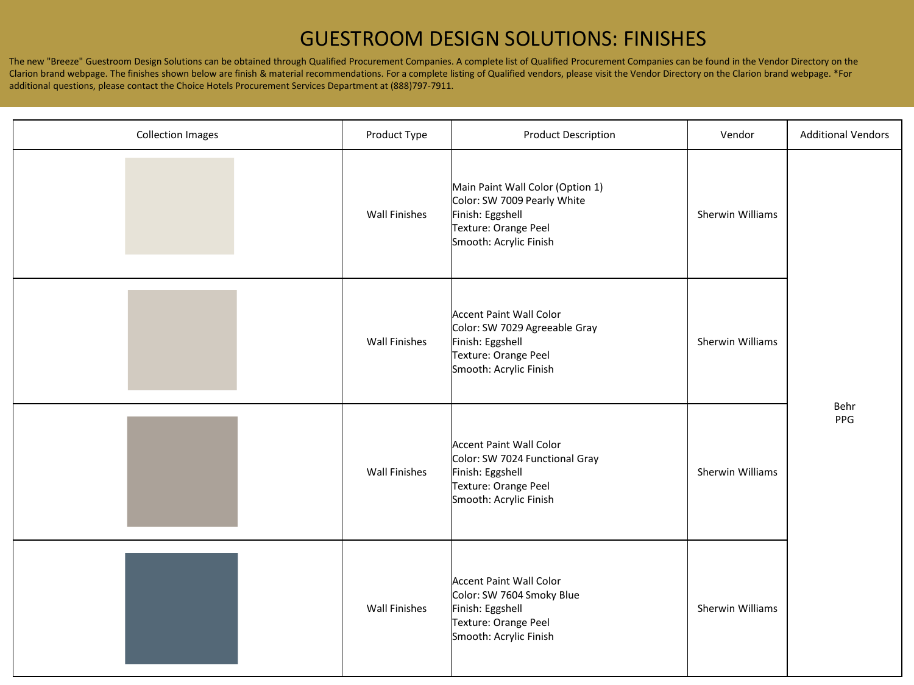# GUESTROOM DESIGN SOLUTIONS: FINISHES

The new "Breeze" Guestroom Design Solutions can be obtained through Qualified Procurement Companies. A complete list of Qualified Procurement Companies can be found in the Vendor Directory on the Clarion brand webpage. The finishes shown below are finish & material recommendations. For a complete listing of Qualified vendors, please visit the Vendor Directory on the Clarion brand webpage. *For additional questions, please contact the Choice Hotels Procurement Services Department at (888)797-7911.

| Collection Images | Product Type | Product Description | Vendor | Additional Vendors |
|---|---|---|---|---|
| | Wall Finishes | Main Paint Wall Color (Option 1)<br>Color: SW 7009 Pearly White<br>Finish: Eggshell<br>Texture: Orange Peel<br>Smooth: Acrylic Finish | Sherwin Williams | Behr<br>PPG |
| | Wall Finishes | Accent Paint Wall Color<br>Color: SW 7029 Agreeable Gray<br>Finish: Eggshell<br>Texture: Orange Peel<br>Smooth: Acrylic Finish | Sherwin Williams | |
| | Wall Finishes | Accent Paint Wall Color<br>Color: SW 7024 Functional Gray<br>Finish: Eggshell<br>Texture: Orange Peel<br>Smooth: Acrylic Finish | Sherwin Williams | |
| | Wall Finishes | Accent Paint Wall Color<br>Color: SW 7604 Smoky Blue<br>Finish: Eggshell<br>Texture: Orange Peel<br>Smooth: Acrylic Finish | Sherwin Williams | |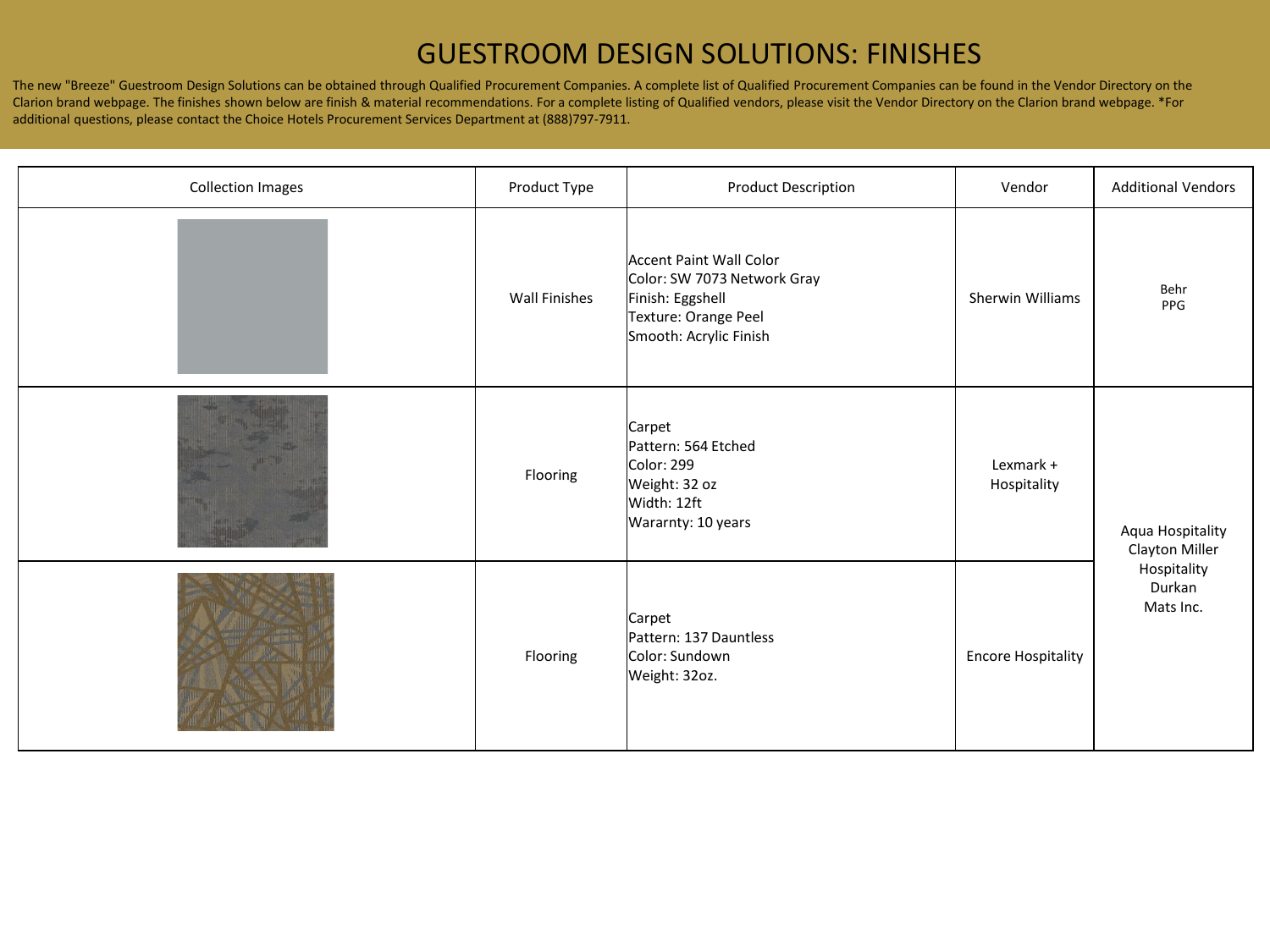# GUESTROOM DESIGN SOLUTIONS: FINISHES

The new "Breeze" Guestroom Design Solutions can be obtained through Qualified Procurement Companies. A complete list of Qualified Procurement Companies can be found in the Vendor Directory on the Clarion brand webpage. The finishes shown below are finish & material recommendations. For a complete listing of Qualified vendors, please visit the Vendor Directory on the Clarion brand webpage. *For additional questions, please contact the Choice Hotels Procurement Services Department at (888)797-7911.

| Collection Images | Product Type | Product Description | Vendor | Additional Vendors |
|---|---|---|---|---|
| | Wall Finishes | Accent Paint Wall Color<br>Color: SW 7073 Network Gray<br>Finish: Eggshell<br>Texture: Orange Peel<br>Smooth: Acrylic Finish | Sherwin Williams | Behr<br>PPG |
| | Flooring | Carpet<br>Pattern: 564 Etched<br>Color: 299<br>Weight: 32 oz<br>Width: 12ft<br>Wararnty: 10 years | Lexmark + Hospitality | Aqua Hospitality<br>Clayton Miller Hospitality<br>Durkan<br>Mats Inc. |
| | Flooring | Carpet<br>Pattern: 137 Dauntless<br>Color: Sundown<br>Weight: 32oz. | Encore Hospitality | |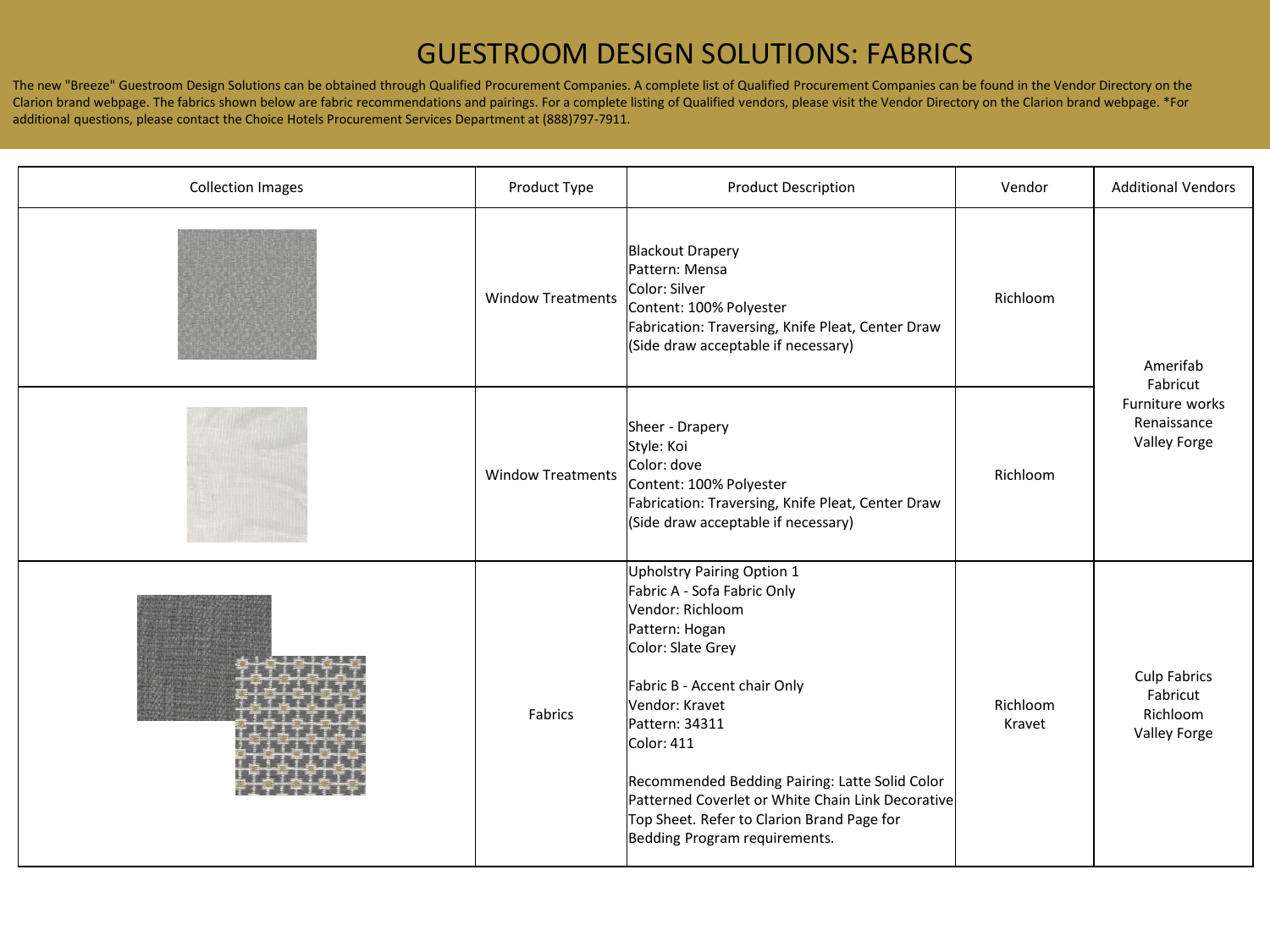# GUESTROOM DESIGN SOLUTIONS: FABRICS

The new "Breeze" Guestroom Design Solutions can be obtained through Qualified Procurement Companies. A complete list of Qualified Procurement Companies can be found in the Vendor Directory on the Clarion brand webpage. The fabrics shown below are fabric recommendations and pairings. For a complete listing of Qualified vendors, please visit the Vendor Directory on the Clarion brand webpage. *For additional questions, please contact the Choice Hotels Procurement Services Department at (888)797-7911.

| Collection Images | Product Type | Product Description | Vendor | Additional Vendors |
|---|---|---|---|---|
| | Window Treatments | Blackout Drapery<br>Pattern: Mensa<br>Color: Silver<br>Content: 100% Polyester<br>Fabrication: Traversing, Knife Pleat, Center Draw (Side draw acceptable if necessary) | Richloom | Amerifab<br>Fabricut<br>Furniture works<br>Renaissance<br>Valley Forge |
| | Window Treatments | Sheer - Drapery<br>Style: Koi<br>Color: dove<br>Content: 100% Polyester<br>Fabrication: Traversing, Knife Pleat, Center Draw (Side draw acceptable if necessary) | Richloom | |
| | Fabrics | Upholstry Pairing Option 1<br>Fabric A - Sofa Fabric Only<br>Vendor: Richloom<br>Pattern: Hogan<br>Color: Slate Grey<br><br>Fabric B - Accent chair Only<br>Vendor: Kravet<br>Pattern: 34311<br>Color: 411<br><br>Recommended Bedding Pairing: Latte Solid Color Patterned Coverlet or White Chain Link Decorative Top Sheet. Refer to Clarion Brand Page for Bedding Program requirements. | Richloom<br>Kravet | Culp Fabrics<br>Fabricut<br>Richloom<br>Valley Forge |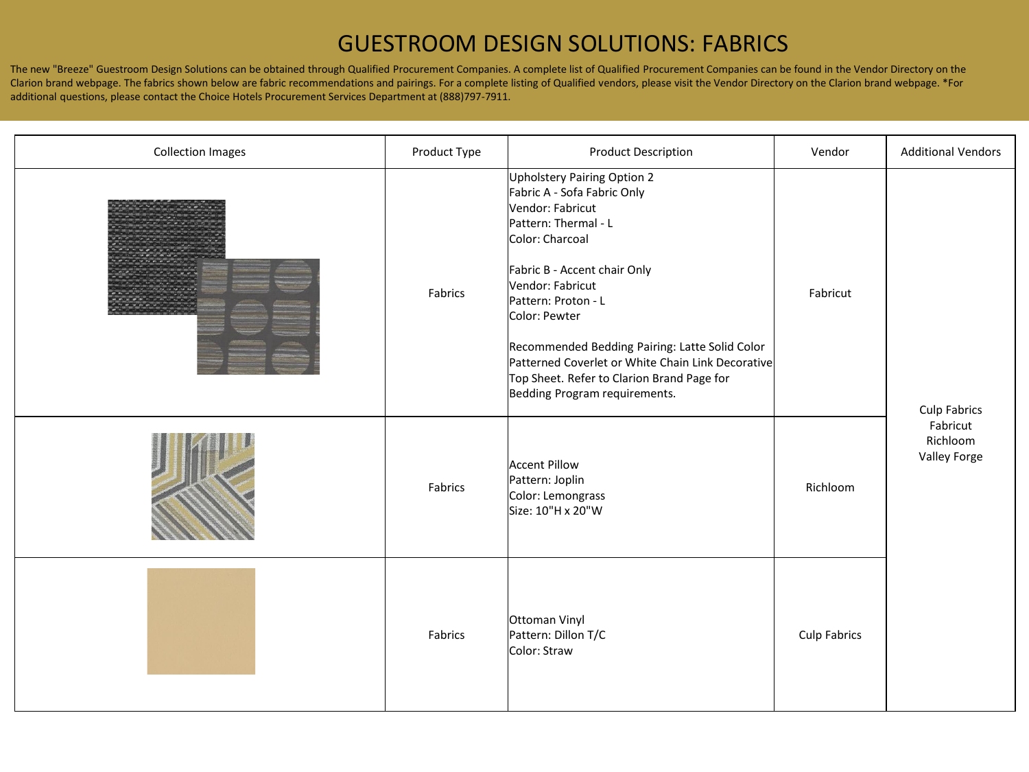# GUESTROOM DESIGN SOLUTIONS: FABRICS

The new "Breeze" Guestroom Design Solutions can be obtained through Qualified Procurement Companies. A complete list of Qualified Procurement Companies can be found in the Vendor Directory on the Clarion brand webpage. The fabrics shown below are fabric recommendations and pairings. For a complete listing of Qualified vendors, please visit the Vendor Directory on the Clarion brand webpage. *For additional questions, please contact the Choice Hotels Procurement Services Department at (888)797-7911.

| Collection Images | Product Type | Product Description | Vendor | Additional Vendors |
|---|---|---|---|---|
| | Fabrics | Upholstery Pairing Option 2<br>Fabric A - Sofa Fabric Only<br>Vendor: Fabricut<br>Pattern: Thermal - L<br>Color: Charcoal<br><br>Fabric B - Accent chair Only<br>Vendor: Fabricut<br>Pattern: Proton - L<br>Color: Pewter<br><br>Recommended Bedding Pairing: Latte Solid Color Patterned Coverlet or White Chain Link Decorative Top Sheet. Refer to Clarion Brand Page for Bedding Program requirements. | Fabricut | Culp Fabrics<br>Fabricut<br>Richloom<br>Valley Forge |
| | Fabrics | Accent Pillow<br>Pattern: Joplin<br>Color: Lemongrass<br>Size: 10"H x 20"W | Richloom | |
| | Fabrics | Ottoman Vinyl<br>Pattern: Dillon T/C<br>Color: Straw | Culp Fabrics | |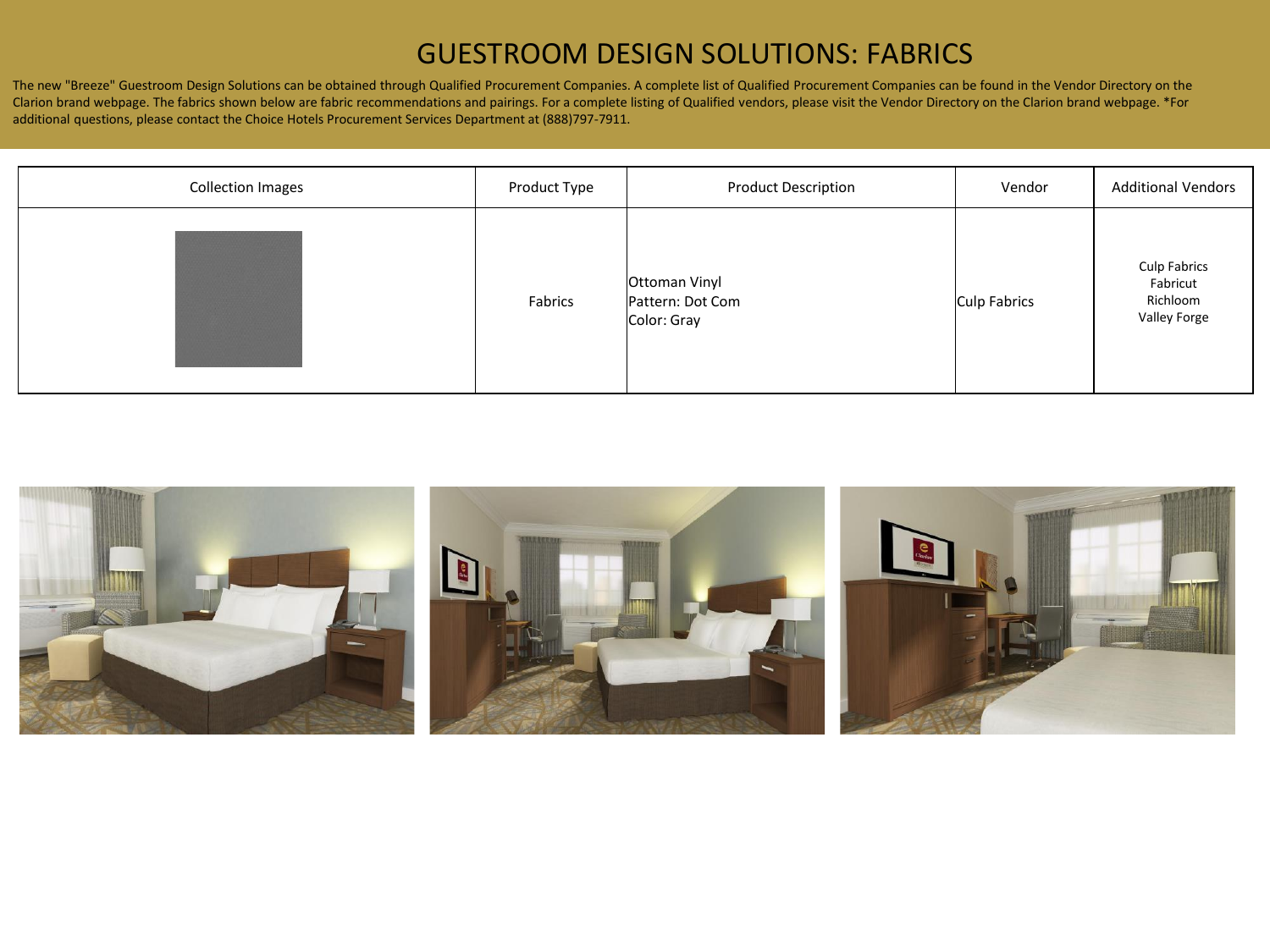# GUESTROOM DESIGN SOLUTIONS: FABRICS

The new "Breeze" Guestroom Design Solutions can be obtained through Qualified Procurement Companies. A complete list of Qualified Procurement Companies can be found in the Vendor Directory on the Clarion brand webpage. The fabrics shown below are fabric recommendations and pairings. For a complete listing of Qualified vendors, please visit the Vendor Directory on the Clarion brand webpage. *For additional questions, please contact the Choice Hotels Procurement Services Department at (888)797-7911.

| Collection Images | Product Type | Product Description | Vendor | Additional Vendors |
|---|---|---|---|---|
| | Fabrics | Ottoman Vinyl<br>Pattern: Dot Com<br>Color: Gray | Culp Fabrics | Culp Fabrics<br>Fabricut<br>Richloom<br>Valley Forge |